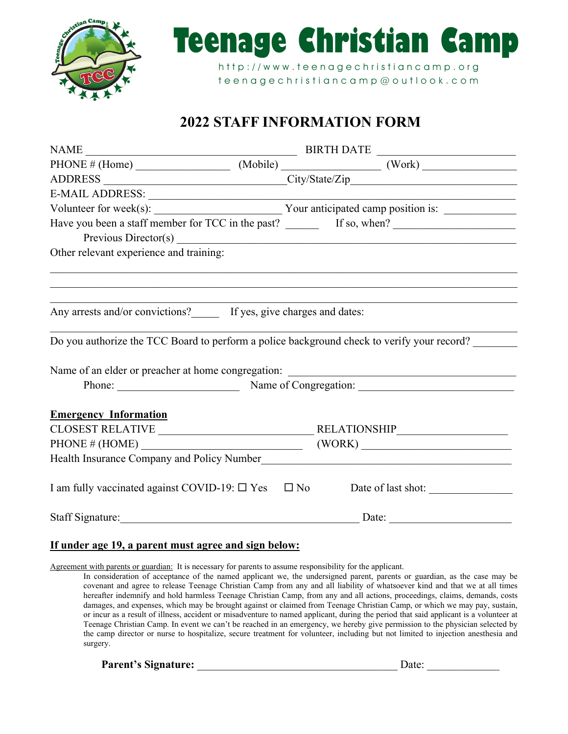# Teenage Christian Camp

http://www.teenagechristiancamp.org
teenagechristiancamp@outlook.com

## 2022 STAFF INFORMATION FORM

NAME ______________________________________ BIRTH DATE _________________________

PHONE # (Home) _________________ (Mobile) _________________ (Work) _________________

ADDRESS _________________________________City/State/Zip_____________________________

E-MAIL ADDRESS: ____________________________________________________________

Volunteer for week(s): ______________________ Your anticipated camp position is: ____________

Have you been a staff member for TCC in the past? ______ If so, when? _____________________

Previous Director(s) ______________________________________________________________

Other relevant experience and training:

______________________________________________________________________________

______________________________________________________________________________

______________________________________________________________________________

Any arrests and/or convictions?_____ If yes, give charges and dates:

______________________________________________________________________________

Do you authorize the TCC Board to perform a police background check to verify your record? ________

Name of an elder or preacher at home congregation: ______________________________________

Phone: ______________________ Name of Congregation: ___________________________

**Emergency Information**

CLOSEST RELATIVE ____________________________ RELATIONSHIP___________________

PHONE # (HOME) _____________________________ (WORK) ________________________

Health Insurance Company and Policy Number___________________________________________

I am fully vaccinated against COVID-19: ☐ Yes ☐ No Date of last shot: _______________

Staff Signature:____________________________________________ Date: _____________________

**If under age 19, a parent must agree and sign below:**

Agreement with parents or guardian: It is necessary for parents to assume responsibility for the applicant.

In consideration of acceptance of the named applicant we, the undersigned parent, parents or guardian, as the case may be covenant and agree to release Teenage Christian Camp from any and all liability of whatsoever kind and that we at all times hereafter indemnify and hold harmless Teenage Christian Camp, from any and all actions, proceedings, claims, demands, costs damages, and expenses, which may be brought against or claimed from Teenage Christian Camp, or which we may pay, sustain, or incur as a result of illness, accident or misadventure to named applicant, during the period that said applicant is a volunteer at Teenage Christian Camp. In event we can't be reached in an emergency, we hereby give permission to the physician selected by the camp director or nurse to hospitalize, secure treatment for volunteer, including but not limited to injection anesthesia and surgery.

**Parent's Signature:** ____________________________________ Date: _____________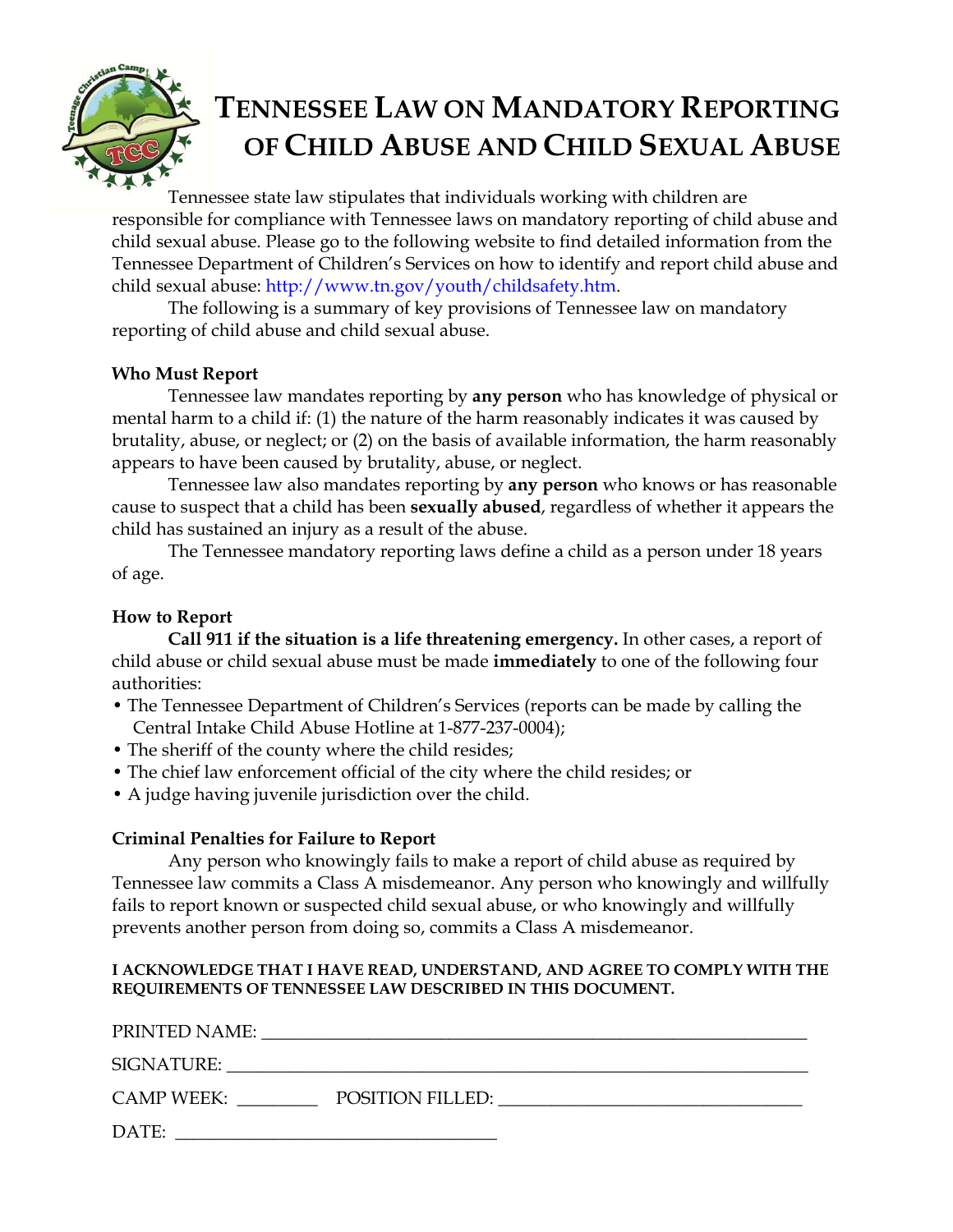# TENNESSEE LAW ON MANDATORY REPORTING OF CHILD ABUSE AND CHILD SEXUAL ABUSE

Tennessee state law stipulates that individuals working with children are responsible for compliance with Tennessee laws on mandatory reporting of child abuse and child sexual abuse. Please go to the following website to find detailed information from the Tennessee Department of Children's Services on how to identify and report child abuse and child sexual abuse: http://www.tn.gov/youth/childsafety.htm.

The following is a summary of key provisions of Tennessee law on mandatory reporting of child abuse and child sexual abuse.

### Who Must Report

Tennessee law mandates reporting by **any person** who has knowledge of physical or mental harm to a child if: (1) the nature of the harm reasonably indicates it was caused by brutality, abuse, or neglect; or (2) on the basis of available information, the harm reasonably appears to have been caused by brutality, abuse, or neglect.

Tennessee law also mandates reporting by **any person** who knows or has reasonable cause to suspect that a child has been **sexually abused**, regardless of whether it appears the child has sustained an injury as a result of the abuse.

The Tennessee mandatory reporting laws define a child as a person under 18 years of age.

### How to Report

**Call 911 if the situation is a life threatening emergency.** In other cases, a report of child abuse or child sexual abuse must be made **immediately** to one of the following four authorities:

- The Tennessee Department of Children's Services (reports can be made by calling the Central Intake Child Abuse Hotline at 1-877-237-0004);
- The sheriff of the county where the child resides;
- The chief law enforcement official of the city where the child resides; or
- A judge having juvenile jurisdiction over the child.

### Criminal Penalties for Failure to Report

Any person who knowingly fails to make a report of child abuse as required by Tennessee law commits a Class A misdemeanor. Any person who knowingly and willfully fails to report known or suspected child sexual abuse, or who knowingly and willfully prevents another person from doing so, commits a Class A misdemeanor.

**I ACKNOWLEDGE THAT I HAVE READ, UNDERSTAND, AND AGREE TO COMPLY WITH THE REQUIREMENTS OF TENNESSEE LAW DESCRIBED IN THIS DOCUMENT.**

PRINTED NAME: ____________________________________________

SIGNATURE: ____________________________________________

CAMP WEEK: ________ POSITION FILLED: ______________________________

DATE: ______________________________